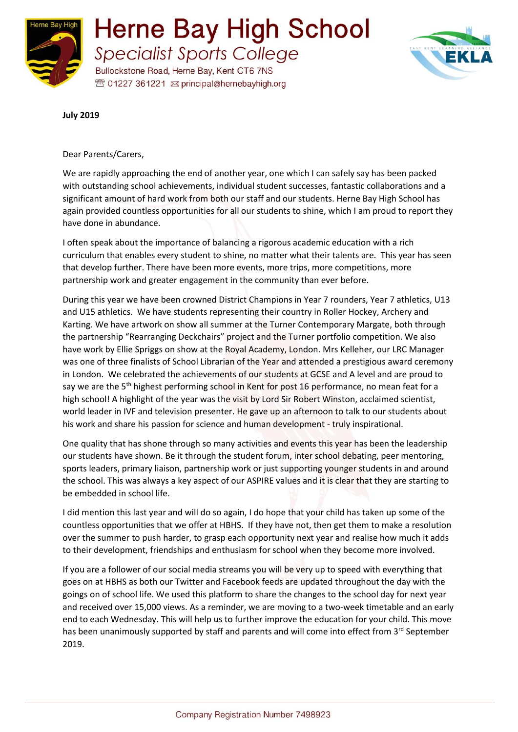# Herne Bay High School

## Specialist Sports College

Bullockstone Road, Herne Bay, Kent CT6 7NS
01227 361221 principal@hernebayhigh.org

**July 2019**

Dear Parents/Carers,

We are rapidly approaching the end of another year, one which I can safely say has been packed with outstanding school achievements, individual student successes, fantastic collaborations and a significant amount of hard work from both our staff and our students. Herne Bay High School has again provided countless opportunities for all our students to shine, which I am proud to report they have done in abundance.

I often speak about the importance of balancing a rigorous academic education with a rich curriculum that enables every student to shine, no matter what their talents are. This year has seen that develop further. There have been more events, more trips, more competitions, more partnership work and greater engagement in the community than ever before.

During this year we have been crowned District Champions in Year 7 rounders, Year 7 athletics, U13 and U15 athletics. We have students representing their country in Roller Hockey, Archery and Karting. We have artwork on show all summer at the Turner Contemporary Margate, both through the partnership "Rearranging Deckchairs" project and the Turner portfolio competition. We also have work by Ellie Spriggs on show at the Royal Academy, London. Mrs Kelleher, our LRC Manager was one of three finalists of School Librarian of the Year and attended a prestigious award ceremony in London. We celebrated the achievements of our students at GCSE and A level and are proud to say we are the 5th highest performing school in Kent for post 16 performance, no mean feat for a high school! A highlight of the year was the visit by Lord Sir Robert Winston, acclaimed scientist, world leader in IVF and television presenter. He gave up an afternoon to talk to our students about his work and share his passion for science and human development - truly inspirational.

One quality that has shone through so many activities and events this year has been the leadership our students have shown. Be it through the student forum, inter school debating, peer mentoring, sports leaders, primary liaison, partnership work or just supporting younger students in and around the school. This was always a key aspect of our ASPIRE values and it is clear that they are starting to be embedded in school life.

I did mention this last year and will do so again, I do hope that your child has taken up some of the countless opportunities that we offer at HBHS. If they have not, then get them to make a resolution over the summer to push harder, to grasp each opportunity next year and realise how much it adds to their development, friendships and enthusiasm for school when they become more involved.

If you are a follower of our social media streams you will be very up to speed with everything that goes on at HBHS as both our Twitter and Facebook feeds are updated throughout the day with the goings on of school life. We used this platform to share the changes to the school day for next year and received over 15,000 views. As a reminder, we are moving to a two-week timetable and an early end to each Wednesday. This will help us to further improve the education for your child. This move has been unanimously supported by staff and parents and will come into effect from 3rd September 2019.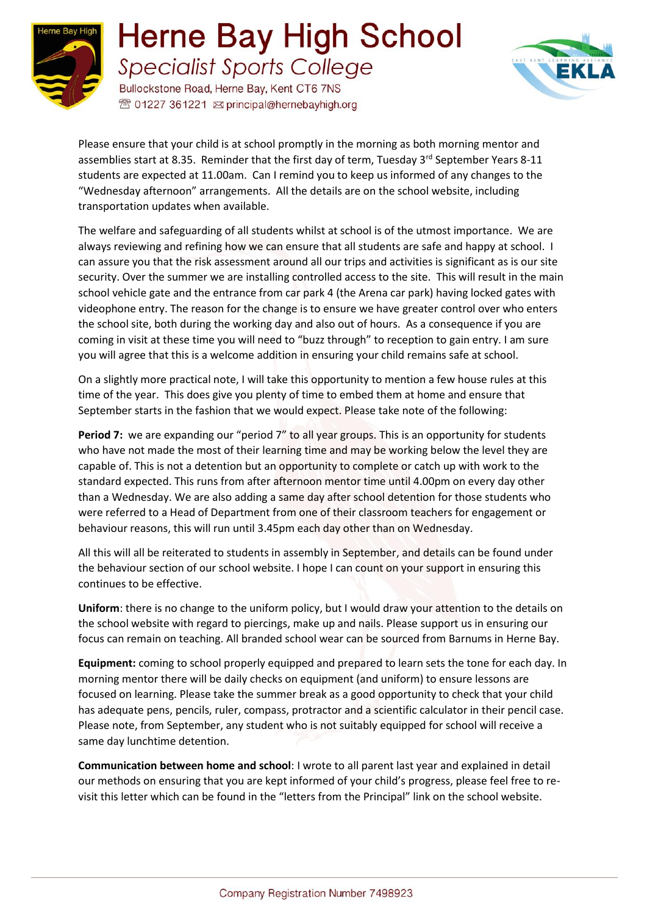# Herne Bay High School

*Specialist Sports College*

Bullockstone Road, Herne Bay, Kent CT6 7NS
01227 361221 principal@hernebayhigh.org

Please ensure that your child is at school promptly in the morning as both morning mentor and assemblies start at 8.35. Reminder that the first day of term, Tuesday 3rd September Years 8-11 students are expected at 11.00am. Can I remind you to keep us informed of any changes to the "Wednesday afternoon" arrangements. All the details are on the school website, including transportation updates when available.

The welfare and safeguarding of all students whilst at school is of the utmost importance. We are always reviewing and refining how we can ensure that all students are safe and happy at school. I can assure you that the risk assessment around all our trips and activities is significant as is our site security. Over the summer we are installing controlled access to the site. This will result in the main school vehicle gate and the entrance from car park 4 (the Arena car park) having locked gates with videophone entry. The reason for the change is to ensure we have greater control over who enters the school site, both during the working day and also out of hours. As a consequence if you are coming in visit at these time you will need to "buzz through" to reception to gain entry. I am sure you will agree that this is a welcome addition in ensuring your child remains safe at school.

On a slightly more practical note, I will take this opportunity to mention a few house rules at this time of the year. This does give you plenty of time to embed them at home and ensure that September starts in the fashion that we would expect. Please take note of the following:

**Period 7:** we are expanding our "period 7" to all year groups. This is an opportunity for students who have not made the most of their learning time and may be working below the level they are capable of. This is not a detention but an opportunity to complete or catch up with work to the standard expected. This runs from after afternoon mentor time until 4.00pm on every day other than a Wednesday. We are also adding a same day after school detention for those students who were referred to a Head of Department from one of their classroom teachers for engagement or behaviour reasons, this will run until 3.45pm each day other than on Wednesday.

All this will all be reiterated to students in assembly in September, and details can be found under the behaviour section of our school website. I hope I can count on your support in ensuring this continues to be effective.

**Uniform**: there is no change to the uniform policy, but I would draw your attention to the details on the school website with regard to piercings, make up and nails. Please support us in ensuring our focus can remain on teaching. All branded school wear can be sourced from Barnums in Herne Bay.

**Equipment:** coming to school properly equipped and prepared to learn sets the tone for each day. In morning mentor there will be daily checks on equipment (and uniform) to ensure lessons are focused on learning. Please take the summer break as a good opportunity to check that your child has adequate pens, pencils, ruler, compass, protractor and a scientific calculator in their pencil case. Please note, from September, any student who is not suitably equipped for school will receive a same day lunchtime detention.

**Communication between home and school**: I wrote to all parent last year and explained in detail our methods on ensuring that you are kept informed of your child's progress, please feel free to re-visit this letter which can be found in the "letters from the Principal" link on the school website.

Company Registration Number 7498923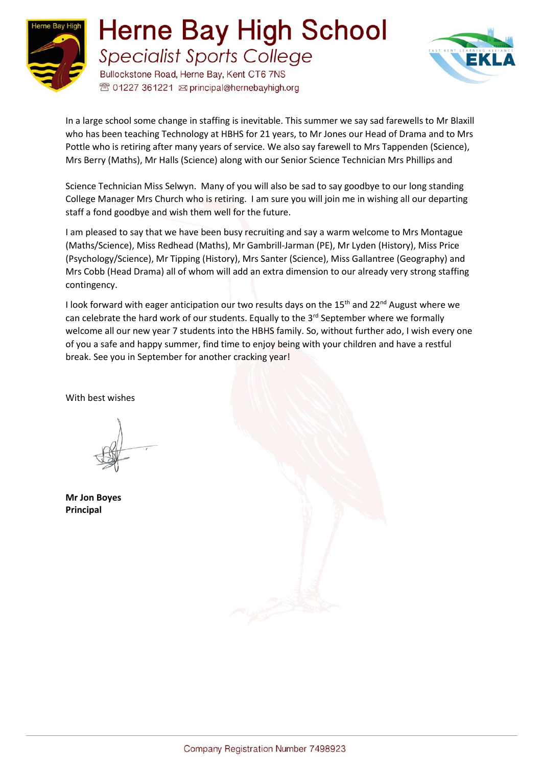In a large school some change in staffing is inevitable. This summer we say sad farewells to Mr Blaxill who has been teaching Technology at HBHS for 21 years, to Mr Jones our Head of Drama and to Mrs Pottle who is retiring after many years of service. We also say farewell to Mrs Tappenden (Science), Mrs Berry (Maths), Mr Halls (Science) along with our Senior Science Technician Mrs Phillips and

Science Technician Miss Selwyn. Many of you will also be sad to say goodbye to our long standing College Manager Mrs Church who is retiring. I am sure you will join me in wishing all our departing staff a fond goodbye and wish them well for the future.

I am pleased to say that we have been busy recruiting and say a warm welcome to Mrs Montague (Maths/Science), Miss Redhead (Maths), Mr Gambrill-Jarman (PE), Mr Lyden (History), Miss Price (Psychology/Science), Mr Tipping (History), Mrs Santer (Science), Miss Gallantree (Geography) and Mrs Cobb (Head Drama) all of whom will add an extra dimension to our already very strong staffing contingency.

I look forward with eager anticipation our two results days on the 15th and 22nd August where we can celebrate the hard work of our students. Equally to the 3rd September where we formally welcome all our new year 7 students into the HBHS family. So, without further ado, I wish every one of you a safe and happy summer, find time to enjoy being with your children and have a restful break. See you in September for another cracking year!

With best wishes

**Mr Jon Boyes**
**Principal**